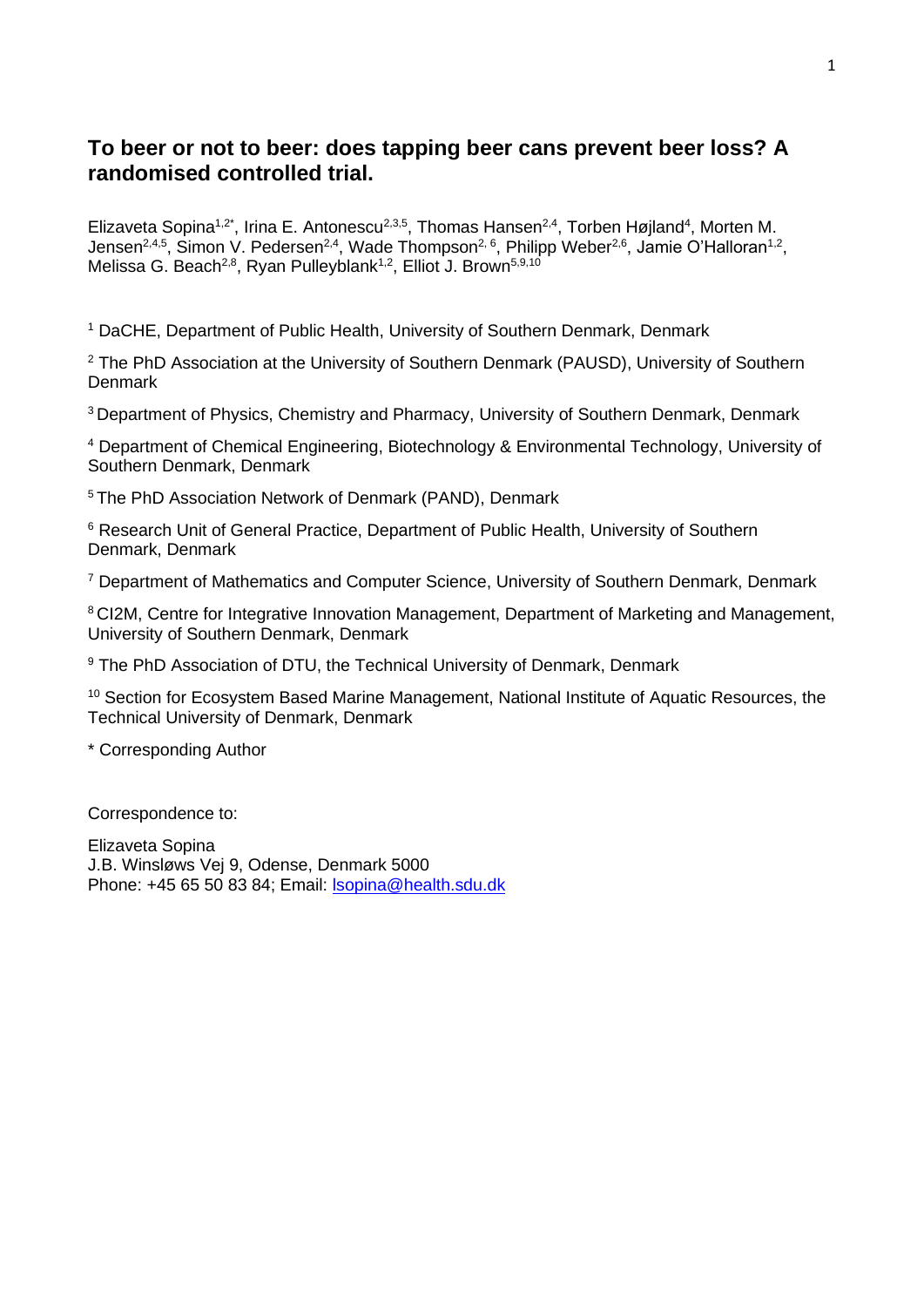# To beer or not to beer: does tapping beer cans prevent beer loss? A randomised controlled trial.

Elizaveta Sopina[1,2*], Irina E. Antonescu[2,3,5], Thomas Hansen[2,4], Torben Højland[4], Morten M. Jensen[2,4,5], Simon V. Pedersen[2,4], Wade Thompson[2,6], Philipp Weber[2,6], Jamie O'Halloran[1,2], Melissa G. Beach[2,8], Ryan Pulleyblank[1,2], Elliot J. Brown[5,9,10]

[1] DaCHE, Department of Public Health, University of Southern Denmark, Denmark

[2] The PhD Association at the University of Southern Denmark (PAUSD), University of Southern Denmark

[3] Department of Physics, Chemistry and Pharmacy, University of Southern Denmark, Denmark

[4] Department of Chemical Engineering, Biotechnology & Environmental Technology, University of Southern Denmark, Denmark

[5] The PhD Association Network of Denmark (PAND), Denmark

[6] Research Unit of General Practice, Department of Public Health, University of Southern Denmark, Denmark

[7] Department of Mathematics and Computer Science, University of Southern Denmark, Denmark

[8] CI2M, Centre for Integrative Innovation Management, Department of Marketing and Management, University of Southern Denmark, Denmark

[9] The PhD Association of DTU, the Technical University of Denmark, Denmark

[10] Section for Ecosystem Based Marine Management, National Institute of Aquatic Resources, the Technical University of Denmark, Denmark

* Corresponding Author

Correspondence to:

Elizaveta Sopina
J.B. Winsløws Vej 9, Odense, Denmark 5000
Phone: +45 65 50 83 84; Email: lsopina@health.sdu.dk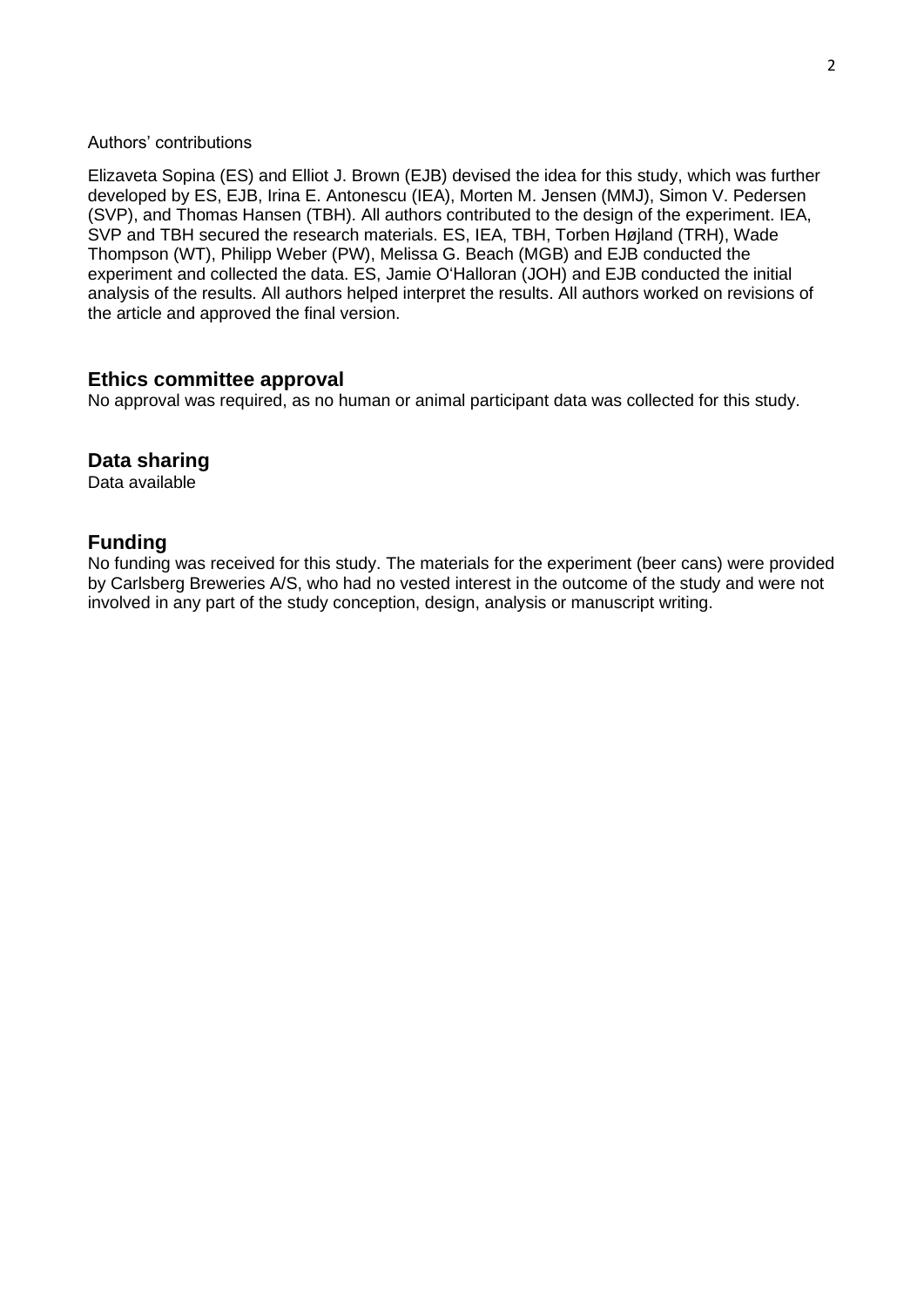Authors' contributions

Elizaveta Sopina (ES) and Elliot J. Brown (EJB) devised the idea for this study, which was further developed by ES, EJB, Irina E. Antonescu (IEA), Morten M. Jensen (MMJ), Simon V. Pedersen (SVP), and Thomas Hansen (TBH). All authors contributed to the design of the experiment. IEA, SVP and TBH secured the research materials. ES, IEA, TBH, Torben Højland (TRH), Wade Thompson (WT), Philipp Weber (PW), Melissa G. Beach (MGB) and EJB conducted the experiment and collected the data. ES, Jamie O'Halloran (JOH) and EJB conducted the initial analysis of the results. All authors helped interpret the results. All authors worked on revisions of the article and approved the final version.

## Ethics committee approval

No approval was required, as no human or animal participant data was collected for this study.

## Data sharing

Data available

## Funding

No funding was received for this study. The materials for the experiment (beer cans) were provided by Carlsberg Breweries A/S, who had no vested interest in the outcome of the study and were not involved in any part of the study conception, design, analysis or manuscript writing.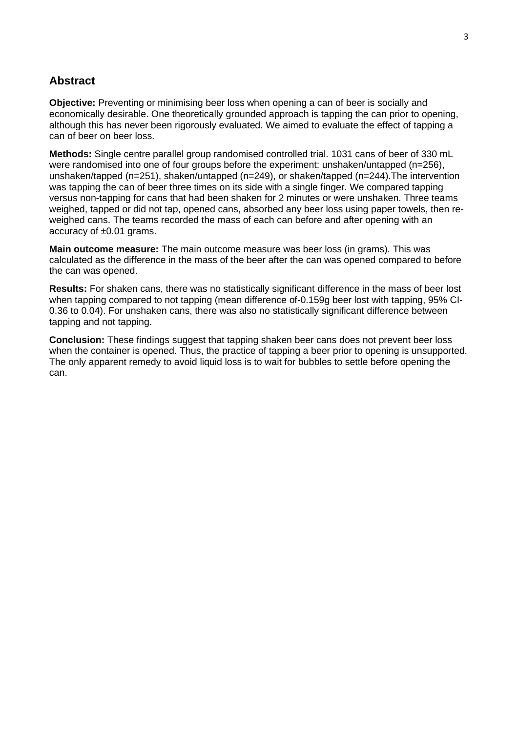## Abstract

**Objective:** Preventing or minimising beer loss when opening a can of beer is socially and economically desirable. One theoretically grounded approach is tapping the can prior to opening, although this has never been rigorously evaluated. We aimed to evaluate the effect of tapping a can of beer on beer loss.

**Methods:** Single centre parallel group randomised controlled trial. 1031 cans of beer of 330 mL were randomised into one of four groups before the experiment: unshaken/untapped (n=256), unshaken/tapped (n=251), shaken/untapped (n=249), or shaken/tapped (n=244).The intervention was tapping the can of beer three times on its side with a single finger. We compared tapping versus non-tapping for cans that had been shaken for 2 minutes or were unshaken. Three teams weighed, tapped or did not tap, opened cans, absorbed any beer loss using paper towels, then re-weighed cans. The teams recorded the mass of each can before and after opening with an accuracy of ±0.01 grams.

**Main outcome measure:** The main outcome measure was beer loss (in grams). This was calculated as the difference in the mass of the beer after the can was opened compared to before the can was opened.

**Results:** For shaken cans, there was no statistically significant difference in the mass of beer lost when tapping compared to not tapping (mean difference of-0.159g beer lost with tapping, 95% CI-0.36 to 0.04). For unshaken cans, there was also no statistically significant difference between tapping and not tapping.

**Conclusion:** These findings suggest that tapping shaken beer cans does not prevent beer loss when the container is opened. Thus, the practice of tapping a beer prior to opening is unsupported. The only apparent remedy to avoid liquid loss is to wait for bubbles to settle before opening the can.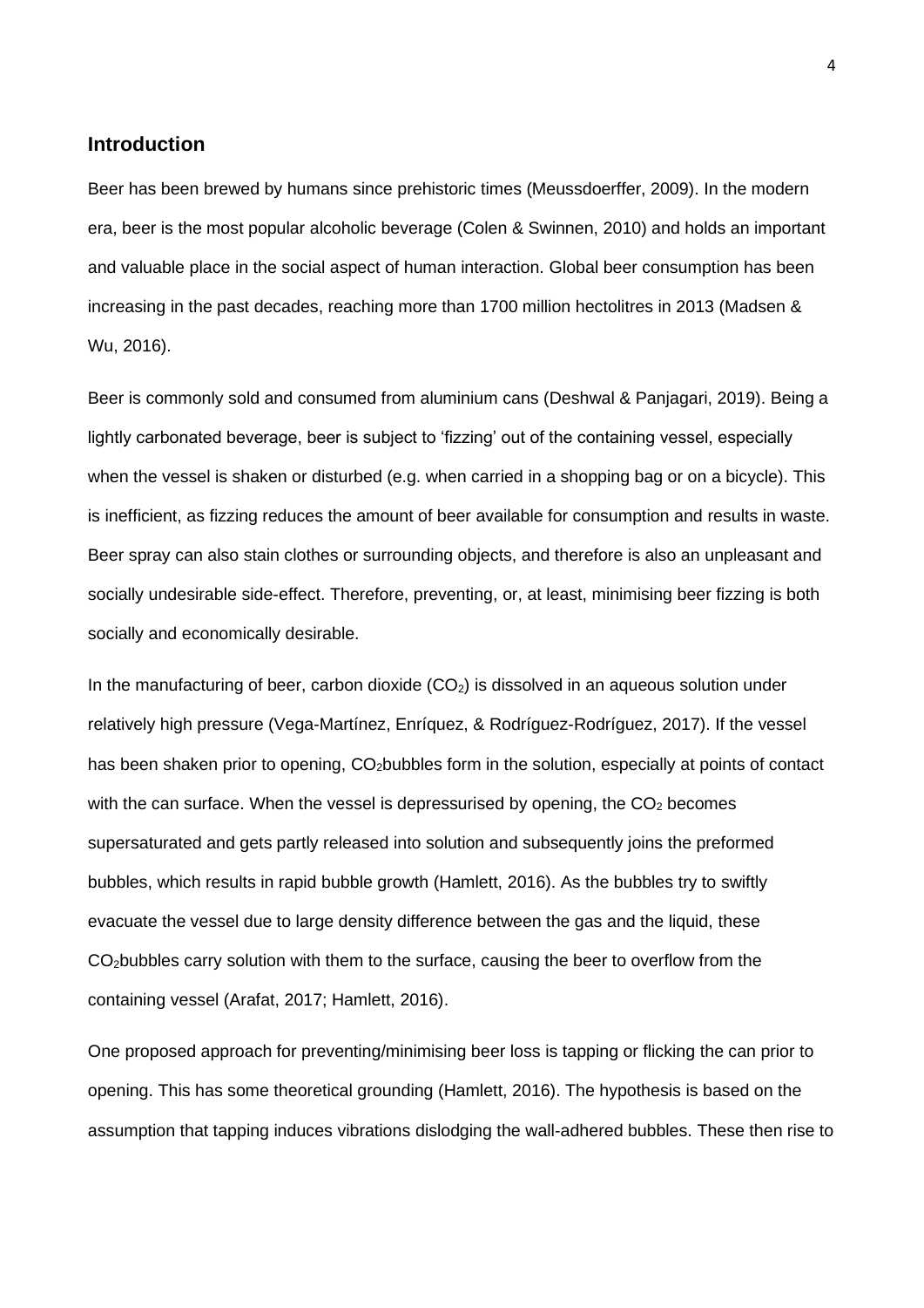## Introduction

Beer has been brewed by humans since prehistoric times (Meussdoerffer, 2009). In the modern era, beer is the most popular alcoholic beverage (Colen & Swinnen, 2010) and holds an important and valuable place in the social aspect of human interaction. Global beer consumption has been increasing in the past decades, reaching more than 1700 million hectolitres in 2013 (Madsen & Wu, 2016).

Beer is commonly sold and consumed from aluminium cans (Deshwal & Panjagari, 2019). Being a lightly carbonated beverage, beer is subject to 'fizzing' out of the containing vessel, especially when the vessel is shaken or disturbed (e.g. when carried in a shopping bag or on a bicycle). This is inefficient, as fizzing reduces the amount of beer available for consumption and results in waste. Beer spray can also stain clothes or surrounding objects, and therefore is also an unpleasant and socially undesirable side-effect. Therefore, preventing, or, at least, minimising beer fizzing is both socially and economically desirable.

In the manufacturing of beer, carbon dioxide ($CO_2$) is dissolved in an aqueous solution under relatively high pressure (Vega-Martínez, Enríquez, & Rodríguez-Rodríguez, 2017). If the vessel has been shaken prior to opening, $CO_2$bubbles form in the solution, especially at points of contact with the can surface. When the vessel is depressurised by opening, the $CO_2$ becomes supersaturated and gets partly released into solution and subsequently joins the preformed bubbles, which results in rapid bubble growth (Hamlett, 2016). As the bubbles try to swiftly evacuate the vessel due to large density difference between the gas and the liquid, these $CO_2$bubbles carry solution with them to the surface, causing the beer to overflow from the containing vessel (Arafat, 2017; Hamlett, 2016).

One proposed approach for preventing/minimising beer loss is tapping or flicking the can prior to opening. This has some theoretical grounding (Hamlett, 2016). The hypothesis is based on the assumption that tapping induces vibrations dislodging the wall-adhered bubbles. These then rise to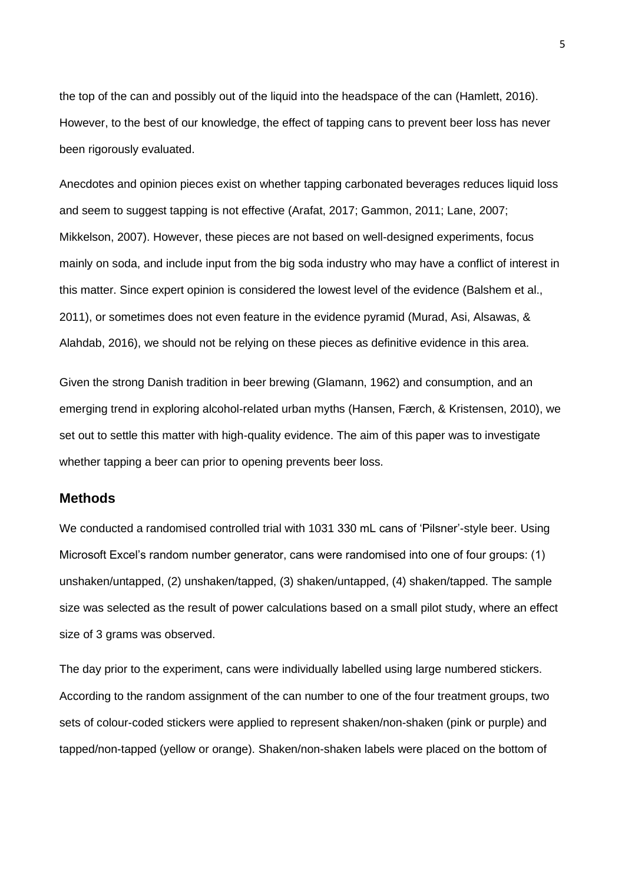the top of the can and possibly out of the liquid into the headspace of the can (Hamlett, 2016). However, to the best of our knowledge, the effect of tapping cans to prevent beer loss has never been rigorously evaluated.

Anecdotes and opinion pieces exist on whether tapping carbonated beverages reduces liquid loss and seem to suggest tapping is not effective (Arafat, 2017; Gammon, 2011; Lane, 2007; Mikkelson, 2007). However, these pieces are not based on well-designed experiments, focus mainly on soda, and include input from the big soda industry who may have a conflict of interest in this matter. Since expert opinion is considered the lowest level of the evidence (Balshem et al., 2011), or sometimes does not even feature in the evidence pyramid (Murad, Asi, Alsawas, & Alahdab, 2016), we should not be relying on these pieces as definitive evidence in this area.

Given the strong Danish tradition in beer brewing (Glamann, 1962) and consumption, and an emerging trend in exploring alcohol-related urban myths (Hansen, Færch, & Kristensen, 2010), we set out to settle this matter with high-quality evidence. The aim of this paper was to investigate whether tapping a beer can prior to opening prevents beer loss.

## Methods

We conducted a randomised controlled trial with 1031 330 mL cans of 'Pilsner'-style beer. Using Microsoft Excel's random number generator, cans were randomised into one of four groups: (1) unshaken/untapped, (2) unshaken/tapped, (3) shaken/untapped, (4) shaken/tapped. The sample size was selected as the result of power calculations based on a small pilot study, where an effect size of 3 grams was observed.

The day prior to the experiment, cans were individually labelled using large numbered stickers. According to the random assignment of the can number to one of the four treatment groups, two sets of colour-coded stickers were applied to represent shaken/non-shaken (pink or purple) and tapped/non-tapped (yellow or orange). Shaken/non-shaken labels were placed on the bottom of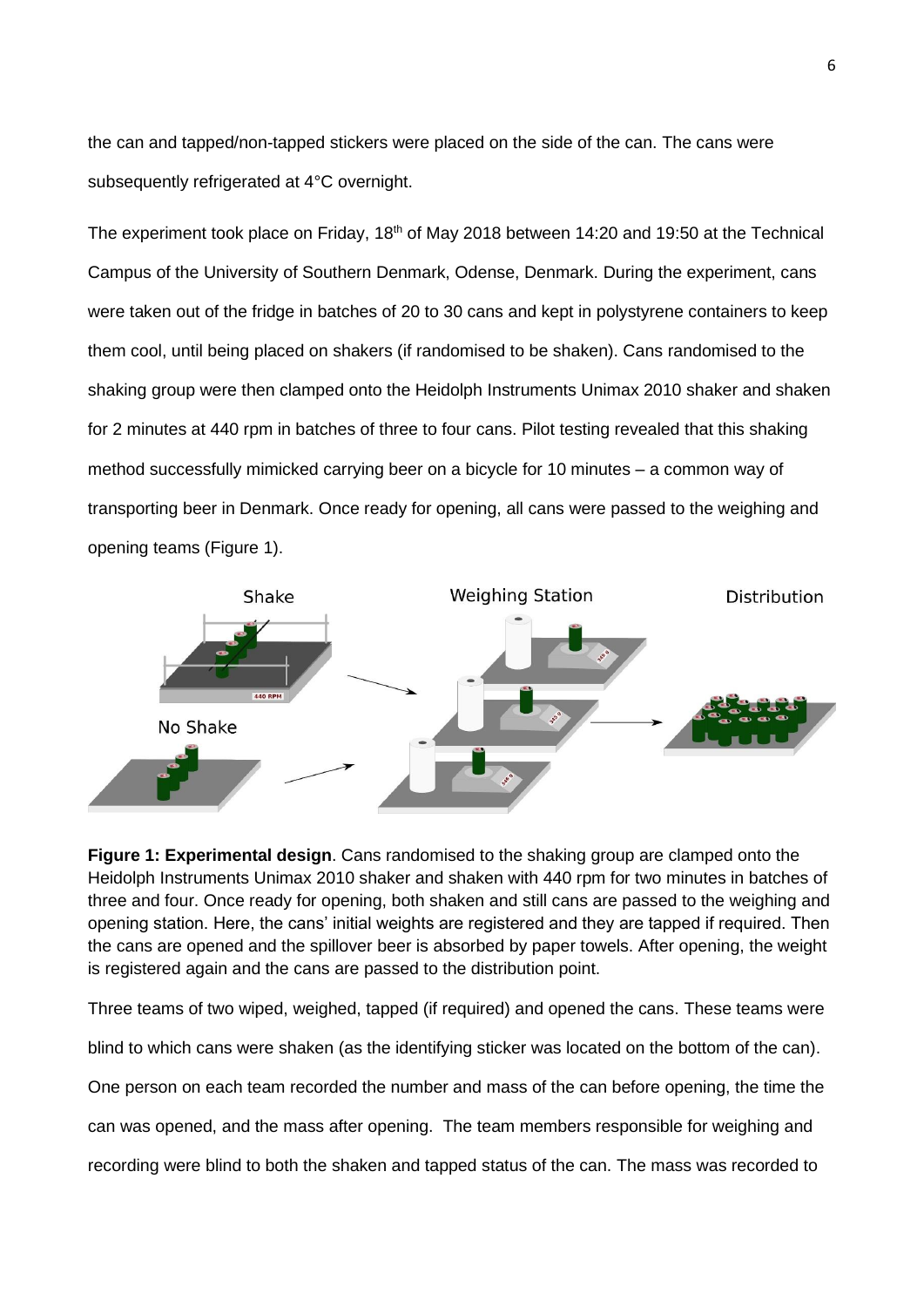the can and tapped/non-tapped stickers were placed on the side of the can. The cans were subsequently refrigerated at 4°C overnight.

The experiment took place on Friday, 18th of May 2018 between 14:20 and 19:50 at the Technical Campus of the University of Southern Denmark, Odense, Denmark. During the experiment, cans were taken out of the fridge in batches of 20 to 30 cans and kept in polystyrene containers to keep them cool, until being placed on shakers (if randomised to be shaken). Cans randomised to the shaking group were then clamped onto the Heidolph Instruments Unimax 2010 shaker and shaken for 2 minutes at 440 rpm in batches of three to four cans. Pilot testing revealed that this shaking method successfully mimicked carrying beer on a bicycle for 10 minutes – a common way of transporting beer in Denmark. Once ready for opening, all cans were passed to the weighing and opening teams (Figure 1).

**Figure 1: Experimental design**. Cans randomised to the shaking group are clamped onto the Heidolph Instruments Unimax 2010 shaker and shaken with 440 rpm for two minutes in batches of three and four. Once ready for opening, both shaken and still cans are passed to the weighing and opening station. Here, the cans' initial weights are registered and they are tapped if required. Then the cans are opened and the spillover beer is absorbed by paper towels. After opening, the weight is registered again and the cans are passed to the distribution point.

Three teams of two wiped, weighed, tapped (if required) and opened the cans. These teams were blind to which cans were shaken (as the identifying sticker was located on the bottom of the can). One person on each team recorded the number and mass of the can before opening, the time the can was opened, and the mass after opening. The team members responsible for weighing and recording were blind to both the shaken and tapped status of the can. The mass was recorded to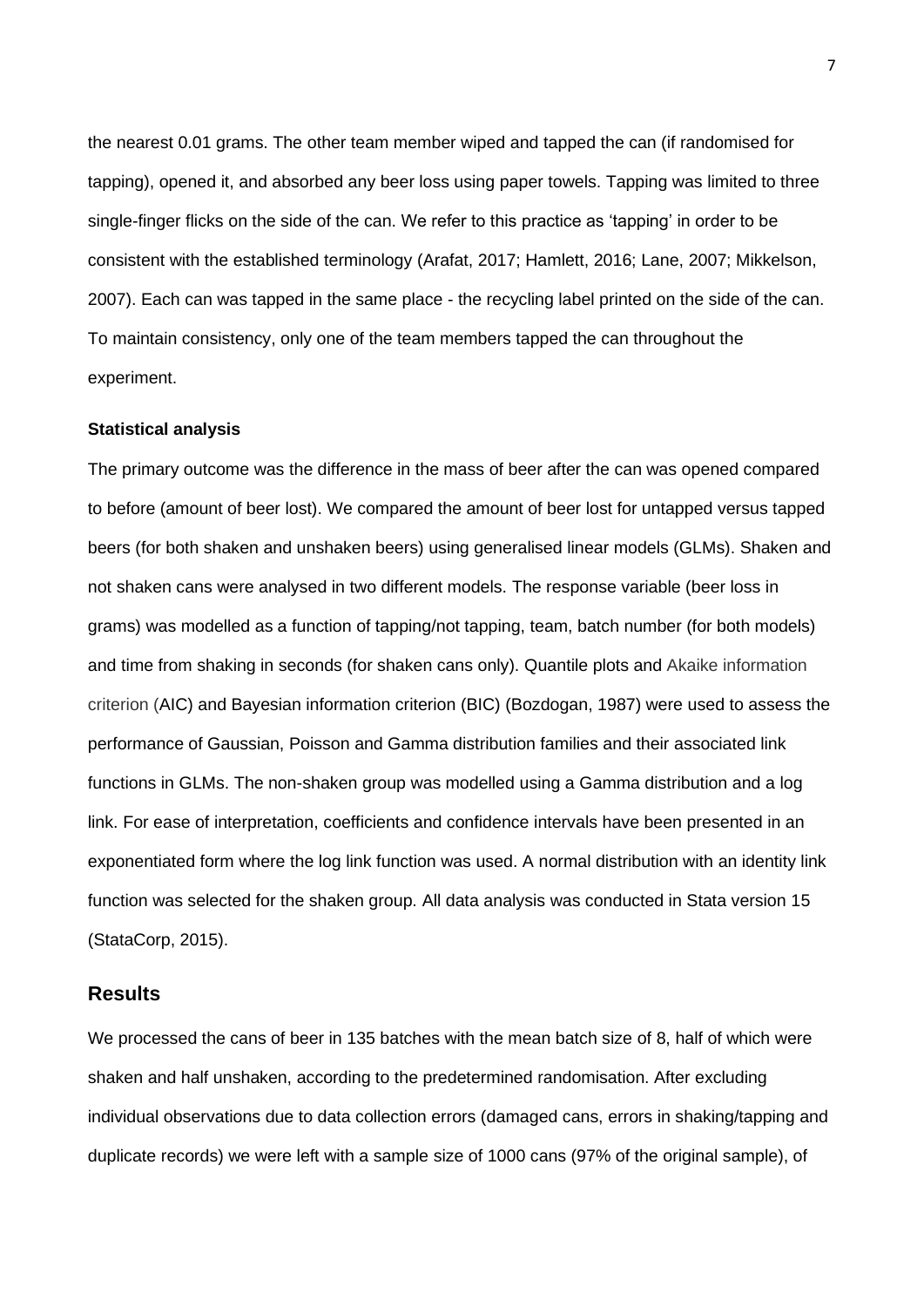the nearest 0.01 grams. The other team member wiped and tapped the can (if randomised for tapping), opened it, and absorbed any beer loss using paper towels. Tapping was limited to three single-finger flicks on the side of the can. We refer to this practice as 'tapping' in order to be consistent with the established terminology (Arafat, 2017; Hamlett, 2016; Lane, 2007; Mikkelson, 2007). Each can was tapped in the same place - the recycling label printed on the side of the can. To maintain consistency, only one of the team members tapped the can throughout the experiment.

### Statistical analysis

The primary outcome was the difference in the mass of beer after the can was opened compared to before (amount of beer lost). We compared the amount of beer lost for untapped versus tapped beers (for both shaken and unshaken beers) using generalised linear models (GLMs). Shaken and not shaken cans were analysed in two different models. The response variable (beer loss in grams) was modelled as a function of tapping/not tapping, team, batch number (for both models) and time from shaking in seconds (for shaken cans only). Quantile plots and Akaike information criterion (AIC) and Bayesian information criterion (BIC) (Bozdogan, 1987) were used to assess the performance of Gaussian, Poisson and Gamma distribution families and their associated link functions in GLMs. The non-shaken group was modelled using a Gamma distribution and a log link. For ease of interpretation, coefficients and confidence intervals have been presented in an exponentiated form where the log link function was used. A normal distribution with an identity link function was selected for the shaken group. All data analysis was conducted in Stata version 15 (StataCorp, 2015).

## Results

We processed the cans of beer in 135 batches with the mean batch size of 8, half of which were shaken and half unshaken, according to the predetermined randomisation. After excluding individual observations due to data collection errors (damaged cans, errors in shaking/tapping and duplicate records) we were left with a sample size of 1000 cans (97% of the original sample), of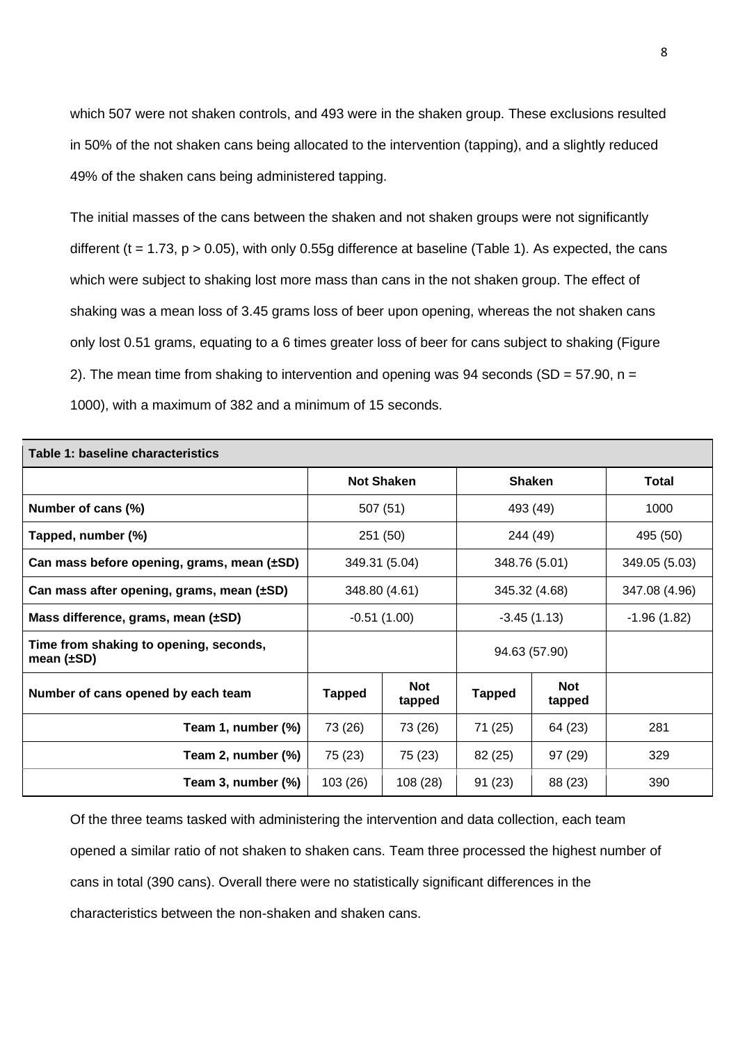which 507 were not shaken controls, and 493 were in the shaken group. These exclusions resulted in 50% of the not shaken cans being allocated to the intervention (tapping), and a slightly reduced 49% of the shaken cans being administered tapping.

The initial masses of the cans between the shaken and not shaken groups were not significantly different ($t = 1.73$, $p > 0.05$), with only 0.55g difference at baseline (Table 1). As expected, the cans which were subject to shaking lost more mass than cans in the not shaken group. The effect of shaking was a mean loss of 3.45 grams loss of beer upon opening, whereas the not shaken cans only lost 0.51 grams, equating to a 6 times greater loss of beer for cans subject to shaking (Figure 2). The mean time from shaking to intervention and opening was 94 seconds (SD = 57.90, n = 1000), with a maximum of 382 and a minimum of 15 seconds.

**Table 1: baseline characteristics**

| | Not Shaken | | Shaken | | Total |
|---|---|---|---|---|---|
| **Number of cans (%)** | 507 (51) | | 493 (49) | | 1000 |
| **Tapped, number (%)** | 251 (50) | | 244 (49) | | 495 (50) |
| **Can mass before opening, grams, mean (±SD)** | 349.31 (5.04) | | 348.76 (5.01) | | 349.05 (5.03) |
| **Can mass after opening, grams, mean (±SD)** | 348.80 (4.61) | | 345.32 (4.68) | | 347.08 (4.96) |
| **Mass difference, grams, mean (±SD)** | -0.51 (1.00) | | -3.45 (1.13) | | -1.96 (1.82) |
| **Time from shaking to opening, seconds, mean (±SD)** | | | 94.63 (57.90) | | |
| **Number of cans opened by each team** | **Tapped** | **Not tapped** | **Tapped** | **Not tapped** | |
| **Team 1, number (%)** | 73 (26) | 73 (26) | 71 (25) | 64 (23) | 281 |
| **Team 2, number (%)** | 75 (23) | 75 (23) | 82 (25) | 97 (29) | 329 |
| **Team 3, number (%)** | 103 (26) | 108 (28) | 91 (23) | 88 (23) | 390 |

Of the three teams tasked with administering the intervention and data collection, each team opened a similar ratio of not shaken to shaken cans. Team three processed the highest number of cans in total (390 cans). Overall there were no statistically significant differences in the characteristics between the non-shaken and shaken cans.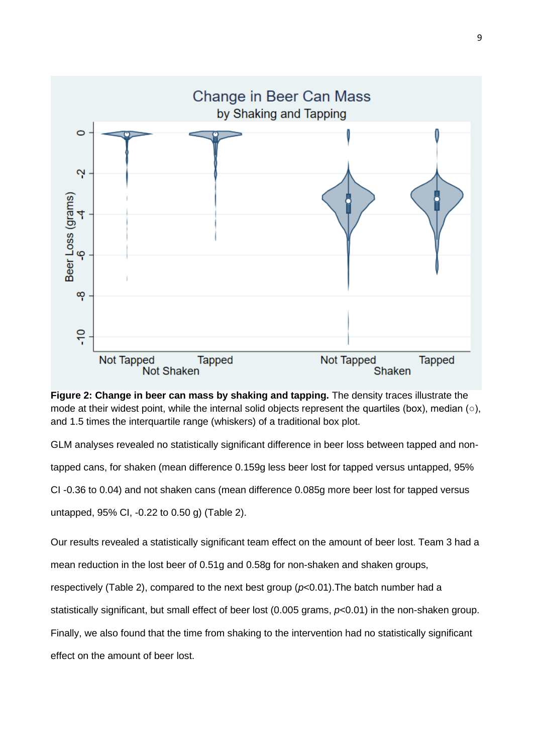**Figure 2: Change in beer can mass by shaking and tapping.** The density traces illustrate the mode at their widest point, while the internal solid objects represent the quartiles (box), median (○), and 1.5 times the interquartile range (whiskers) of a traditional box plot.

GLM analyses revealed no statistically significant difference in beer loss between tapped and non-tapped cans, for shaken (mean difference 0.159g less beer lost for tapped versus untapped, 95% CI -0.36 to 0.04) and not shaken cans (mean difference 0.085g more beer lost for tapped versus untapped, 95% CI, -0.22 to 0.50 g) (Table 2).

Our results revealed a statistically significant team effect on the amount of beer lost. Team 3 had a mean reduction in the lost beer of 0.51g and 0.58g for non-shaken and shaken groups, respectively (Table 2), compared to the next best group ($p$<0.01).The batch number had a statistically significant, but small effect of beer lost (0.005 grams, $p$<0.01) in the non-shaken group. Finally, we also found that the time from shaking to the intervention had no statistically significant effect on the amount of beer lost.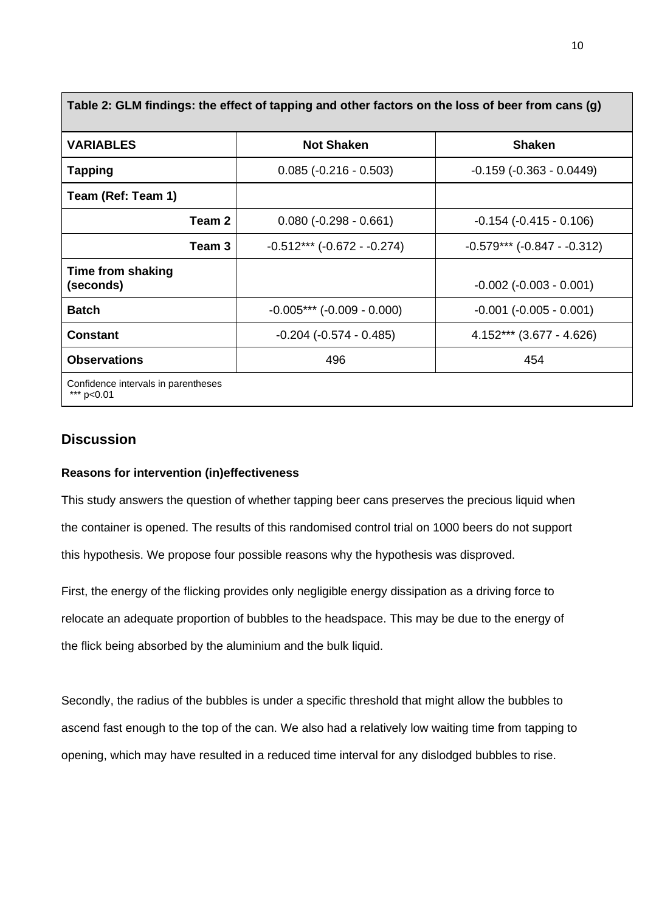| Table 2: GLM findings: the effect of tapping and other factors on the loss of beer from cans (g) | | |
|---|---|---|
| **VARIABLES** | **Not Shaken** | **Shaken** |
| **Tapping** | 0.085 (-0.216 - 0.503) | -0.159 (-0.363 - 0.0449) |
| **Team (Ref: Team 1)** | | |
| **Team 2** | 0.080 (-0.298 - 0.661) | -0.154 (-0.415 - 0.106) |
| **Team 3** | -0.512*** (-0.672 - -0.274) | -0.579*** (-0.847 - -0.312) |
| **Time from shaking (seconds)** | | -0.002 (-0.003 - 0.001) |
| **Batch** | -0.005*** (-0.009 - 0.000) | -0.001 (-0.005 - 0.001) |
| **Constant** | -0.204 (-0.574 - 0.485) | 4.152*** (3.677 - 4.626) |
| **Observations** | 496 | 454 |

Confidence intervals in parentheses
*** $p<0.01$

## Discussion

### Reasons for intervention (in)effectiveness

This study answers the question of whether tapping beer cans preserves the precious liquid when the container is opened. The results of this randomised control trial on 1000 beers do not support this hypothesis. We propose four possible reasons why the hypothesis was disproved.

First, the energy of the flicking provides only negligible energy dissipation as a driving force to relocate an adequate proportion of bubbles to the headspace. This may be due to the energy of the flick being absorbed by the aluminium and the bulk liquid.

Secondly, the radius of the bubbles is under a specific threshold that might allow the bubbles to ascend fast enough to the top of the can. We also had a relatively low waiting time from tapping to opening, which may have resulted in a reduced time interval for any dislodged bubbles to rise.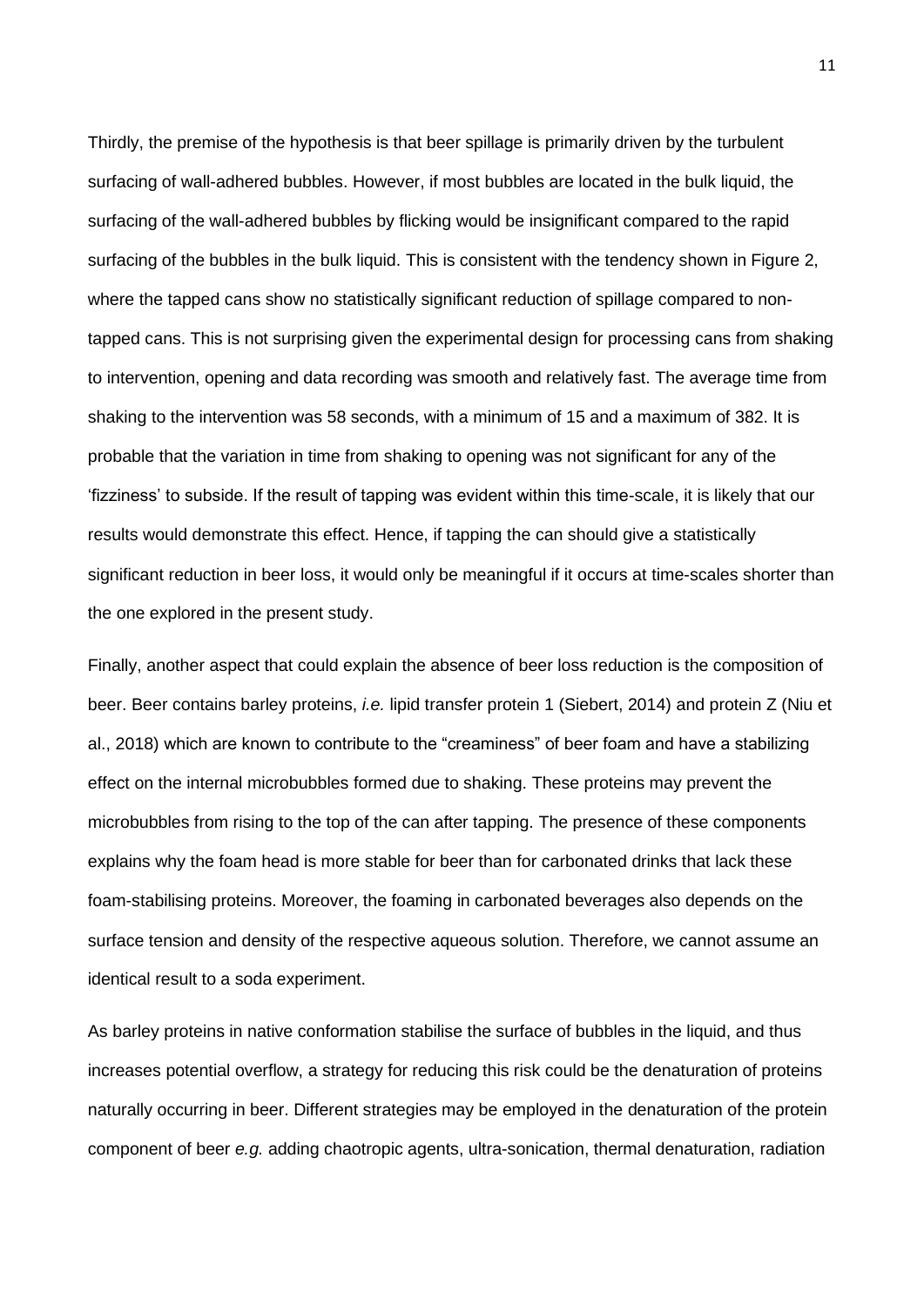Thirdly, the premise of the hypothesis is that beer spillage is primarily driven by the turbulent surfacing of wall-adhered bubbles. However, if most bubbles are located in the bulk liquid, the surfacing of the wall-adhered bubbles by flicking would be insignificant compared to the rapid surfacing of the bubbles in the bulk liquid. This is consistent with the tendency shown in Figure 2, where the tapped cans show no statistically significant reduction of spillage compared to non-tapped cans. This is not surprising given the experimental design for processing cans from shaking to intervention, opening and data recording was smooth and relatively fast. The average time from shaking to the intervention was 58 seconds, with a minimum of 15 and a maximum of 382. It is probable that the variation in time from shaking to opening was not significant for any of the 'fizziness' to subside. If the result of tapping was evident within this time-scale, it is likely that our results would demonstrate this effect. Hence, if tapping the can should give a statistically significant reduction in beer loss, it would only be meaningful if it occurs at time-scales shorter than the one explored in the present study.

Finally, another aspect that could explain the absence of beer loss reduction is the composition of beer. Beer contains barley proteins, *i.e.* lipid transfer protein 1 (Siebert, 2014) and protein Z (Niu et al., 2018) which are known to contribute to the "creaminess" of beer foam and have a stabilizing effect on the internal microbubbles formed due to shaking. These proteins may prevent the microbubbles from rising to the top of the can after tapping. The presence of these components explains why the foam head is more stable for beer than for carbonated drinks that lack these foam-stabilising proteins. Moreover, the foaming in carbonated beverages also depends on the surface tension and density of the respective aqueous solution. Therefore, we cannot assume an identical result to a soda experiment.

As barley proteins in native conformation stabilise the surface of bubbles in the liquid, and thus increases potential overflow, a strategy for reducing this risk could be the denaturation of proteins naturally occurring in beer. Different strategies may be employed in the denaturation of the protein component of beer *e.g.* adding chaotropic agents, ultra-sonication, thermal denaturation, radiation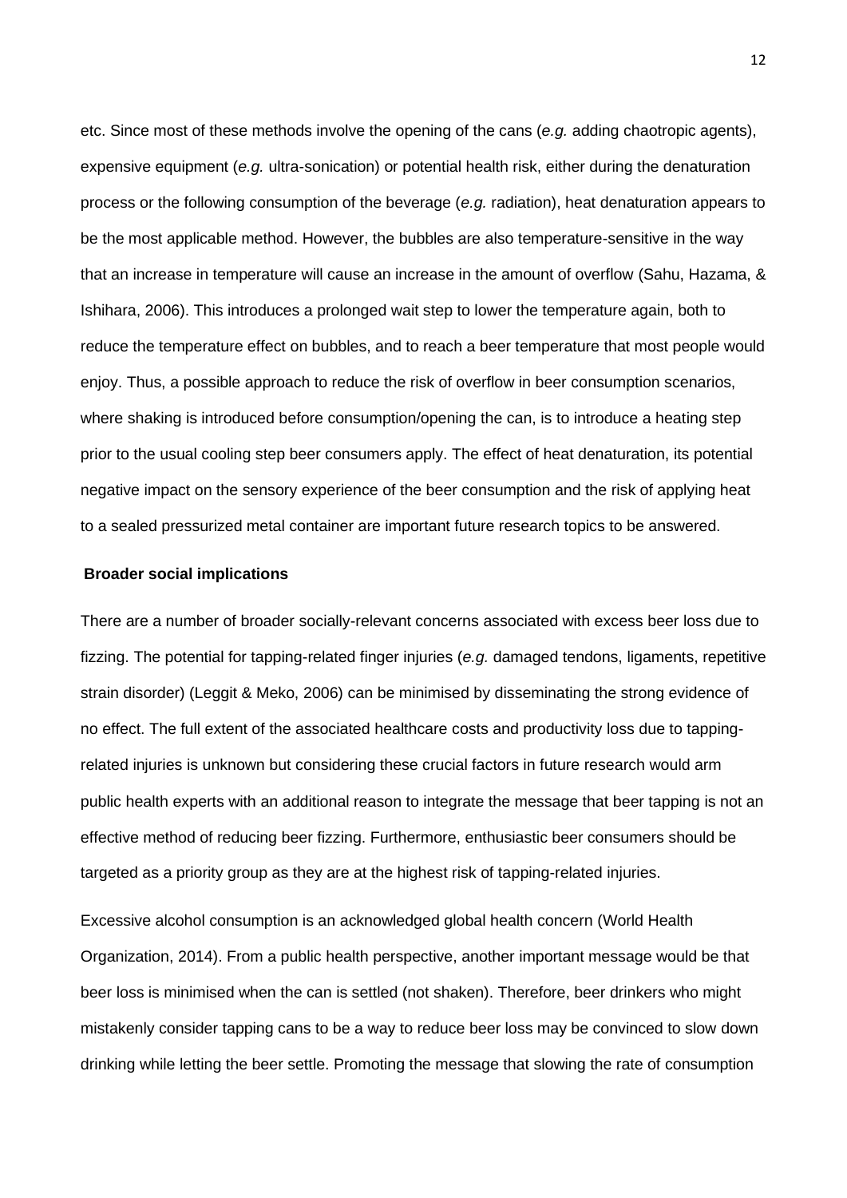etc. Since most of these methods involve the opening of the cans (*e.g.* adding chaotropic agents), expensive equipment (*e.g.* ultra-sonication) or potential health risk, either during the denaturation process or the following consumption of the beverage (*e.g.* radiation), heat denaturation appears to be the most applicable method. However, the bubbles are also temperature-sensitive in the way that an increase in temperature will cause an increase in the amount of overflow (Sahu, Hazama, & Ishihara, 2006). This introduces a prolonged wait step to lower the temperature again, both to reduce the temperature effect on bubbles, and to reach a beer temperature that most people would enjoy. Thus, a possible approach to reduce the risk of overflow in beer consumption scenarios, where shaking is introduced before consumption/opening the can, is to introduce a heating step prior to the usual cooling step beer consumers apply. The effect of heat denaturation, its potential negative impact on the sensory experience of the beer consumption and the risk of applying heat to a sealed pressurized metal container are important future research topics to be answered.

**Broader social implications**

There are a number of broader socially-relevant concerns associated with excess beer loss due to fizzing. The potential for tapping-related finger injuries (*e.g.* damaged tendons, ligaments, repetitive strain disorder) (Leggit & Meko, 2006) can be minimised by disseminating the strong evidence of no effect. The full extent of the associated healthcare costs and productivity loss due to tapping-related injuries is unknown but considering these crucial factors in future research would arm public health experts with an additional reason to integrate the message that beer tapping is not an effective method of reducing beer fizzing. Furthermore, enthusiastic beer consumers should be targeted as a priority group as they are at the highest risk of tapping-related injuries.

Excessive alcohol consumption is an acknowledged global health concern (World Health Organization, 2014). From a public health perspective, another important message would be that beer loss is minimised when the can is settled (not shaken). Therefore, beer drinkers who might mistakenly consider tapping cans to be a way to reduce beer loss may be convinced to slow down drinking while letting the beer settle. Promoting the message that slowing the rate of consumption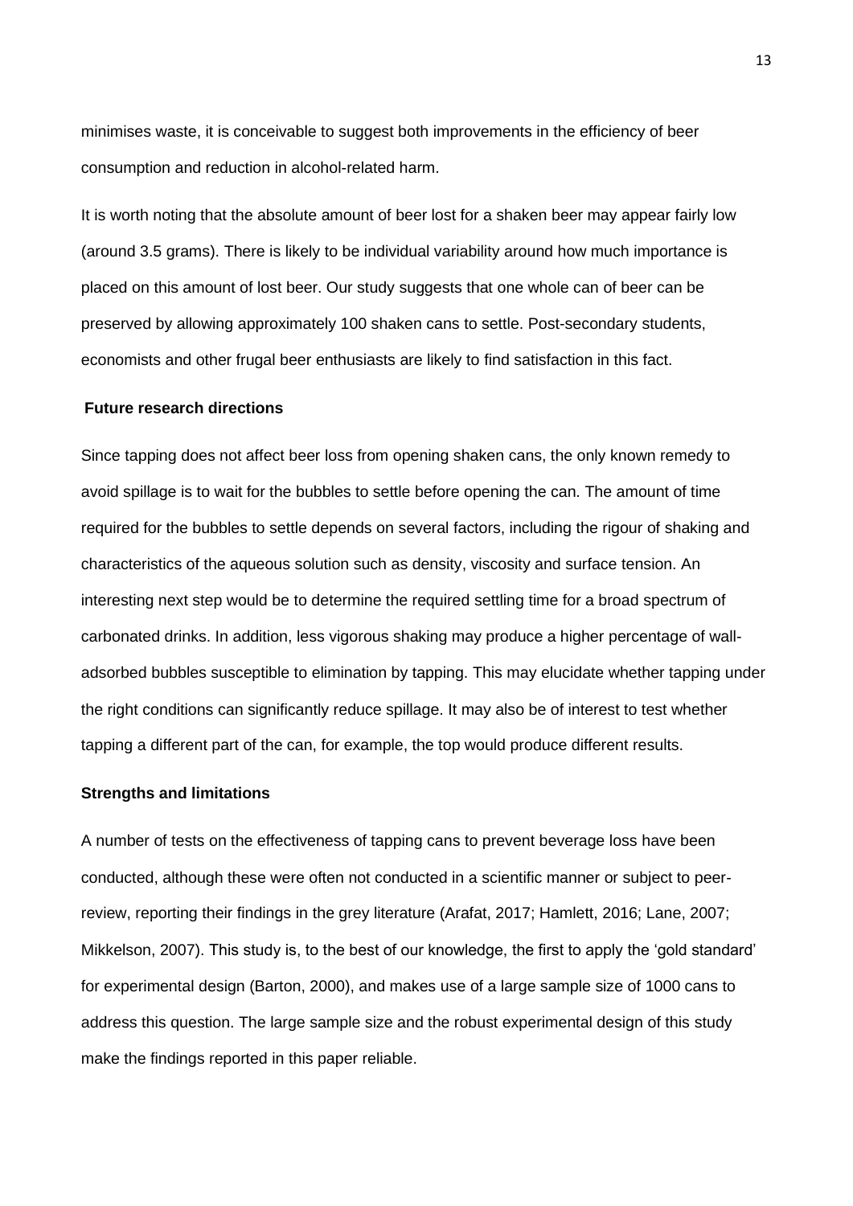minimises waste, it is conceivable to suggest both improvements in the efficiency of beer consumption and reduction in alcohol-related harm.

It is worth noting that the absolute amount of beer lost for a shaken beer may appear fairly low (around 3.5 grams). There is likely to be individual variability around how much importance is placed on this amount of lost beer. Our study suggests that one whole can of beer can be preserved by allowing approximately 100 shaken cans to settle. Post-secondary students, economists and other frugal beer enthusiasts are likely to find satisfaction in this fact.

### Future research directions

Since tapping does not affect beer loss from opening shaken cans, the only known remedy to avoid spillage is to wait for the bubbles to settle before opening the can. The amount of time required for the bubbles to settle depends on several factors, including the rigour of shaking and characteristics of the aqueous solution such as density, viscosity and surface tension. An interesting next step would be to determine the required settling time for a broad spectrum of carbonated drinks. In addition, less vigorous shaking may produce a higher percentage of wall-adsorbed bubbles susceptible to elimination by tapping. This may elucidate whether tapping under the right conditions can significantly reduce spillage. It may also be of interest to test whether tapping a different part of the can, for example, the top would produce different results.

### Strengths and limitations

A number of tests on the effectiveness of tapping cans to prevent beverage loss have been conducted, although these were often not conducted in a scientific manner or subject to peer-review, reporting their findings in the grey literature (Arafat, 2017; Hamlett, 2016; Lane, 2007; Mikkelson, 2007). This study is, to the best of our knowledge, the first to apply the 'gold standard' for experimental design (Barton, 2000), and makes use of a large sample size of 1000 cans to address this question. The large sample size and the robust experimental design of this study make the findings reported in this paper reliable.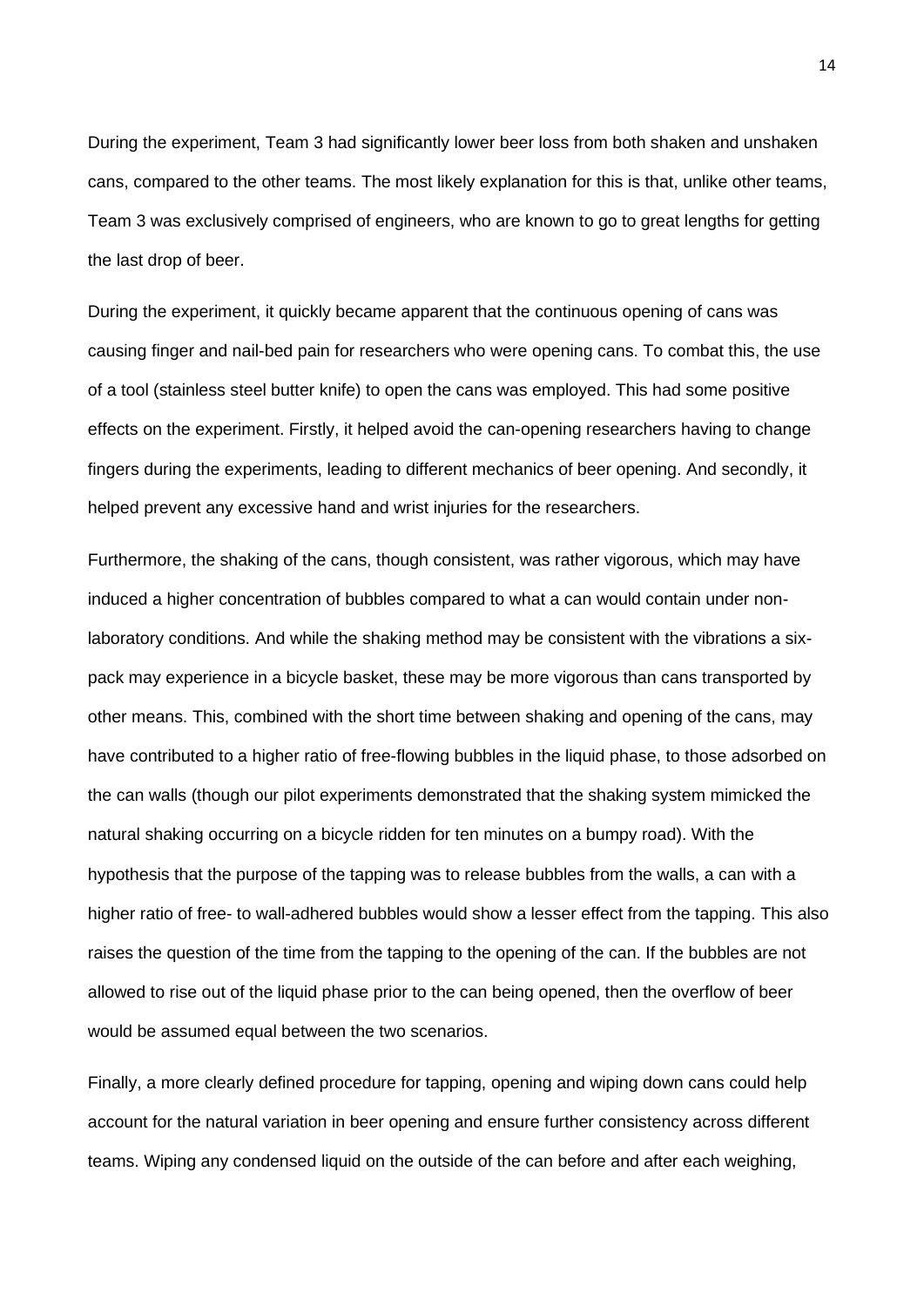During the experiment, Team 3 had significantly lower beer loss from both shaken and unshaken cans, compared to the other teams. The most likely explanation for this is that, unlike other teams, Team 3 was exclusively comprised of engineers, who are known to go to great lengths for getting the last drop of beer.

During the experiment, it quickly became apparent that the continuous opening of cans was causing finger and nail-bed pain for researchers who were opening cans. To combat this, the use of a tool (stainless steel butter knife) to open the cans was employed. This had some positive effects on the experiment. Firstly, it helped avoid the can-opening researchers having to change fingers during the experiments, leading to different mechanics of beer opening. And secondly, it helped prevent any excessive hand and wrist injuries for the researchers.

Furthermore, the shaking of the cans, though consistent, was rather vigorous, which may have induced a higher concentration of bubbles compared to what a can would contain under non-laboratory conditions. And while the shaking method may be consistent with the vibrations a six-pack may experience in a bicycle basket, these may be more vigorous than cans transported by other means. This, combined with the short time between shaking and opening of the cans, may have contributed to a higher ratio of free-flowing bubbles in the liquid phase, to those adsorbed on the can walls (though our pilot experiments demonstrated that the shaking system mimicked the natural shaking occurring on a bicycle ridden for ten minutes on a bumpy road). With the hypothesis that the purpose of the tapping was to release bubbles from the walls, a can with a higher ratio of free- to wall-adhered bubbles would show a lesser effect from the tapping. This also raises the question of the time from the tapping to the opening of the can. If the bubbles are not allowed to rise out of the liquid phase prior to the can being opened, then the overflow of beer would be assumed equal between the two scenarios.

Finally, a more clearly defined procedure for tapping, opening and wiping down cans could help account for the natural variation in beer opening and ensure further consistency across different teams. Wiping any condensed liquid on the outside of the can before and after each weighing,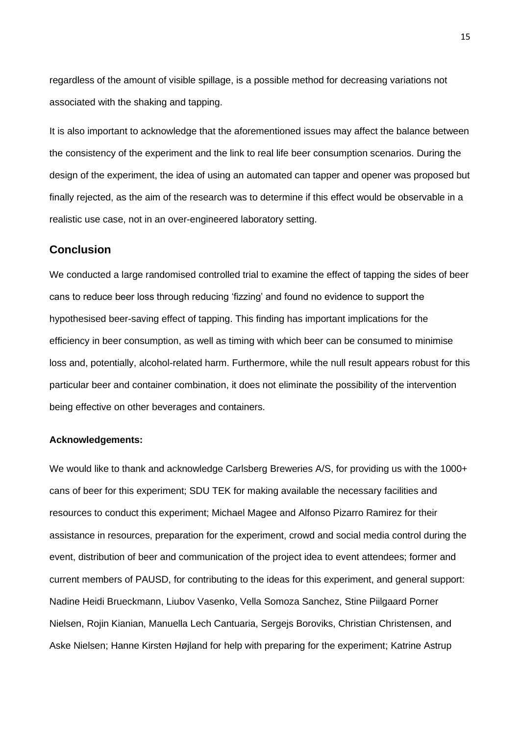regardless of the amount of visible spillage, is a possible method for decreasing variations not associated with the shaking and tapping.

It is also important to acknowledge that the aforementioned issues may affect the balance between the consistency of the experiment and the link to real life beer consumption scenarios. During the design of the experiment, the idea of using an automated can tapper and opener was proposed but finally rejected, as the aim of the research was to determine if this effect would be observable in a realistic use case, not in an over-engineered laboratory setting.

## Conclusion

We conducted a large randomised controlled trial to examine the effect of tapping the sides of beer cans to reduce beer loss through reducing 'fizzing' and found no evidence to support the hypothesised beer-saving effect of tapping. This finding has important implications for the efficiency in beer consumption, as well as timing with which beer can be consumed to minimise loss and, potentially, alcohol-related harm. Furthermore, while the null result appears robust for this particular beer and container combination, it does not eliminate the possibility of the intervention being effective on other beverages and containers.

**Acknowledgements:**

We would like to thank and acknowledge Carlsberg Breweries A/S, for providing us with the 1000+ cans of beer for this experiment; SDU TEK for making available the necessary facilities and resources to conduct this experiment; Michael Magee and Alfonso Pizarro Ramirez for their assistance in resources, preparation for the experiment, crowd and social media control during the event, distribution of beer and communication of the project idea to event attendees; former and current members of PAUSD, for contributing to the ideas for this experiment, and general support: Nadine Heidi Brueckmann, Liubov Vasenko, Vella Somoza Sanchez, Stine Piilgaard Porner Nielsen, Rojin Kianian, Manuella Lech Cantuaria, Sergejs Boroviks, Christian Christensen, and Aske Nielsen; Hanne Kirsten Højland for help with preparing for the experiment; Katrine Astrup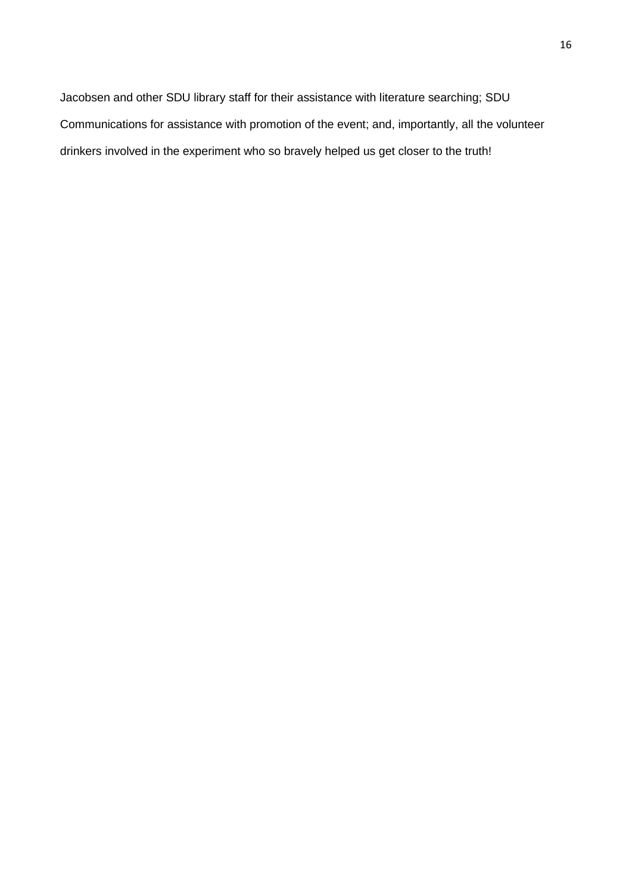Jacobsen and other SDU library staff for their assistance with literature searching; SDU Communications for assistance with promotion of the event; and, importantly, all the volunteer drinkers involved in the experiment who so bravely helped us get closer to the truth!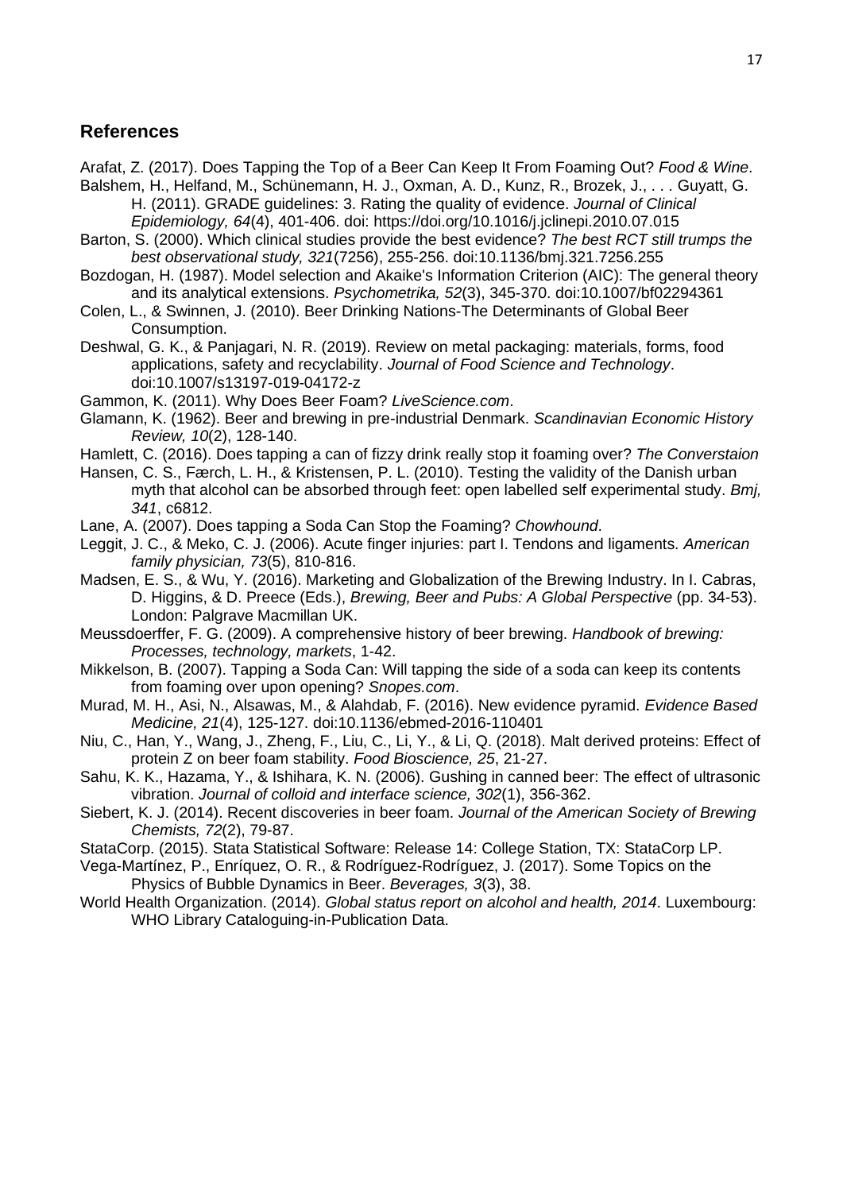## References

Arafat, Z. (2017). Does Tapping the Top of a Beer Can Keep It From Foaming Out? *Food & Wine*.

Balshem, H., Helfand, M., Schünemann, H. J., Oxman, A. D., Kunz, R., Brozek, J., . . . Guyatt, G. H. (2011). GRADE guidelines: 3. Rating the quality of evidence. *Journal of Clinical Epidemiology, 64*(4), 401-406. doi: https://doi.org/10.1016/j.jclinepi.2010.07.015

Barton, S. (2000). Which clinical studies provide the best evidence? *The best RCT still trumps the best observational study, 321*(7256), 255-256. doi:10.1136/bmj.321.7256.255

Bozdogan, H. (1987). Model selection and Akaike's Information Criterion (AIC): The general theory and its analytical extensions. *Psychometrika, 52*(3), 345-370. doi:10.1007/bf02294361

Colen, L., & Swinnen, J. (2010). Beer Drinking Nations-The Determinants of Global Beer Consumption.

Deshwal, G. K., & Panjagari, N. R. (2019). Review on metal packaging: materials, forms, food applications, safety and recyclability. *Journal of Food Science and Technology*. doi:10.1007/s13197-019-04172-z

Gammon, K. (2011). Why Does Beer Foam? *LiveScience.com*.

Glamann, K. (1962). Beer and brewing in pre-industrial Denmark. *Scandinavian Economic History Review, 10*(2), 128-140.

Hamlett, C. (2016). Does tapping a can of fizzy drink really stop it foaming over? *The Converstaion*

Hansen, C. S., Færch, L. H., & Kristensen, P. L. (2010). Testing the validity of the Danish urban myth that alcohol can be absorbed through feet: open labelled self experimental study. *Bmj, 341*, c6812.

Lane, A. (2007). Does tapping a Soda Can Stop the Foaming? *Chowhound*.

Leggit, J. C., & Meko, C. J. (2006). Acute finger injuries: part I. Tendons and ligaments. *American family physician, 73*(5), 810-816.

Madsen, E. S., & Wu, Y. (2016). Marketing and Globalization of the Brewing Industry. In I. Cabras, D. Higgins, & D. Preece (Eds.), *Brewing, Beer and Pubs: A Global Perspective* (pp. 34-53). London: Palgrave Macmillan UK.

Meussdoerffer, F. G. (2009). A comprehensive history of beer brewing. *Handbook of brewing: Processes, technology, markets*, 1-42.

Mikkelson, B. (2007). Tapping a Soda Can: Will tapping the side of a soda can keep its contents from foaming over upon opening? *Snopes.com*.

Murad, M. H., Asi, N., Alsawas, M., & Alahdab, F. (2016). New evidence pyramid. *Evidence Based Medicine, 21*(4), 125-127. doi:10.1136/ebmed-2016-110401

Niu, C., Han, Y., Wang, J., Zheng, F., Liu, C., Li, Y., & Li, Q. (2018). Malt derived proteins: Effect of protein Z on beer foam stability. *Food Bioscience, 25*, 21-27.

Sahu, K. K., Hazama, Y., & Ishihara, K. N. (2006). Gushing in canned beer: The effect of ultrasonic vibration. *Journal of colloid and interface science, 302*(1), 356-362.

Siebert, K. J. (2014). Recent discoveries in beer foam. *Journal of the American Society of Brewing Chemists, 72*(2), 79-87.

StataCorp. (2015). Stata Statistical Software: Release 14: College Station, TX: StataCorp LP.

Vega-Martínez, P., Enríquez, O. R., & Rodríguez-Rodríguez, J. (2017). Some Topics on the Physics of Bubble Dynamics in Beer. *Beverages, 3*(3), 38.

World Health Organization. (2014). *Global status report on alcohol and health, 2014*. Luxembourg: WHO Library Cataloguing-in-Publication Data.